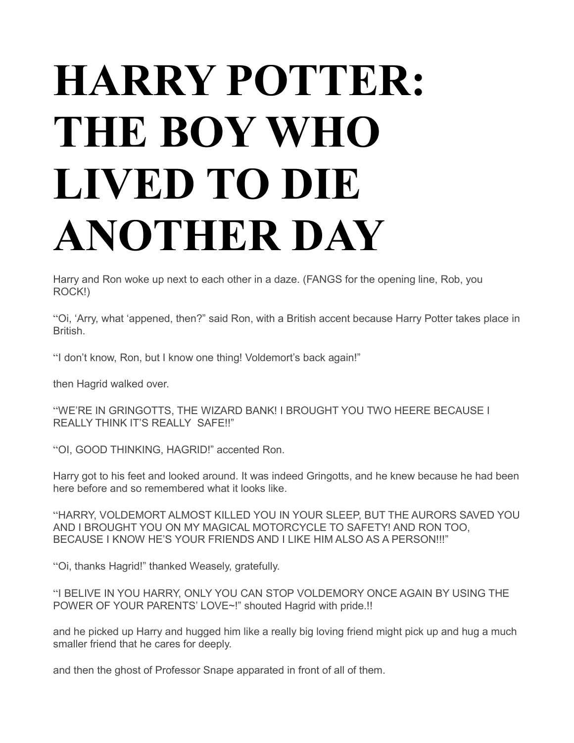# HARRY POTTER: THE BOY WHO LIVED TO DIE ANOTHER DAY

Harry and Ron woke up next to each other in a daze. (FANGS for the opening line, Rob, you ROCK!)

"Oi, 'Arry, what 'appened, then?" said Ron, with a British accent because Harry Potter takes place in British.

"I don't know, Ron, but I know one thing! Voldemort's back again!"

then Hagrid walked over.

"WE'RE IN GRINGOTTS, THE WIZARD BANK! I BROUGHT YOU TWO HEERE BECAUSE I REALLY THINK IT'S REALLY  SAFE!!"

"OI, GOOD THINKING, HAGRID!" accented Ron.

Harry got to his feet and looked around. It was indeed Gringotts, and he knew because he had been here before and so remembered what it looks like.

"HARRY, VOLDEMORT ALMOST KILLED YOU IN YOUR SLEEP, BUT THE AURORS SAVED YOU AND I BROUGHT YOU ON MY MAGICAL MOTORCYCLE TO SAFETY! AND RON TOO, BECAUSE I KNOW HE'S YOUR FRIENDS AND I LIKE HIM ALSO AS A PERSON!!!"

"Oi, thanks Hagrid!" thanked Weasely, gratefully.

"I BELIVE IN YOU HARRY, ONLY YOU CAN STOP VOLDEMORY ONCE AGAIN BY USING THE POWER OF YOUR PARENTS' LOVE~!" shouted Hagrid with pride.!!

and he picked up Harry and hugged him like a really big loving friend might pick up and hug a much smaller friend that he cares for deeply.

and then the ghost of Professor Snape apparated in front of all of them.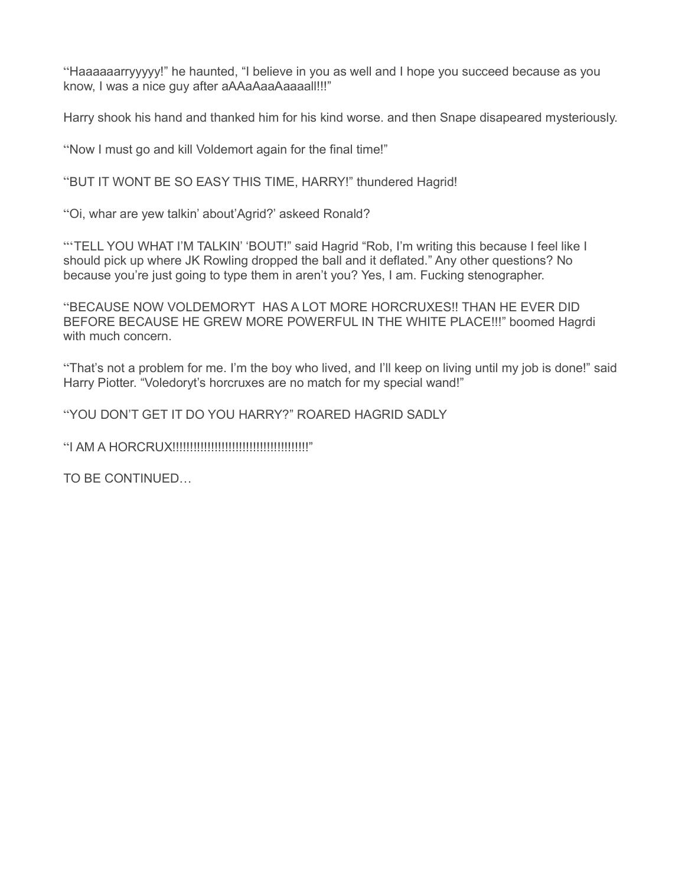‘‘Haaaaaarryyyyy!” he haunted, “I believe in you as well and I hope you succeed because as you know, I was a nice guy after aAAaAaaAaaaall!!!”

Harry shook his hand and thanked him for his kind worse. and then Snape disapeared mysteriously.

‘‘Now I must go and kill Voldemort again for the final time!”

‘‘BUT IT WONT BE SO EASY THIS TIME, HARRY!” thundered Hagrid!

‘‘Oi, whar are yew talkin’ about’Agrid?’ askeed Ronald?

‘‘‘TELL YOU WHAT I’M TALKIN’ ‘BOUT!” said Hagrid “Rob, I’m writing this because I feel like I should pick up where JK Rowling dropped the ball and it deflated.” Any other questions? No because you’re just going to type them in aren’t you? Yes, I am. Fucking stenographer.

‘‘BECAUSE NOW VOLDEMORYT  HAS A LOT MORE HORCRUXES!! THAN HE EVER DID BEFORE BECAUSE HE GREW MORE POWERFUL IN THE WHITE PLACE!!!” boomed Hagrdi with much concern.

‘‘That’s not a problem for me. I’m the boy who lived, and I’ll keep on living until my job is done!” said Harry Piotter. “Voledoryt’s horcruxes are no match for my special wand!”

‘‘YOU DON’T GET IT DO YOU HARRY?” ROARED HAGRID SADLY

‘‘I AM A HORCRUX!!!!!!!!!!!!!!!!!!!!!!!!!!!!!!!!!!!!!!!!!”

TO BE CONTINUED…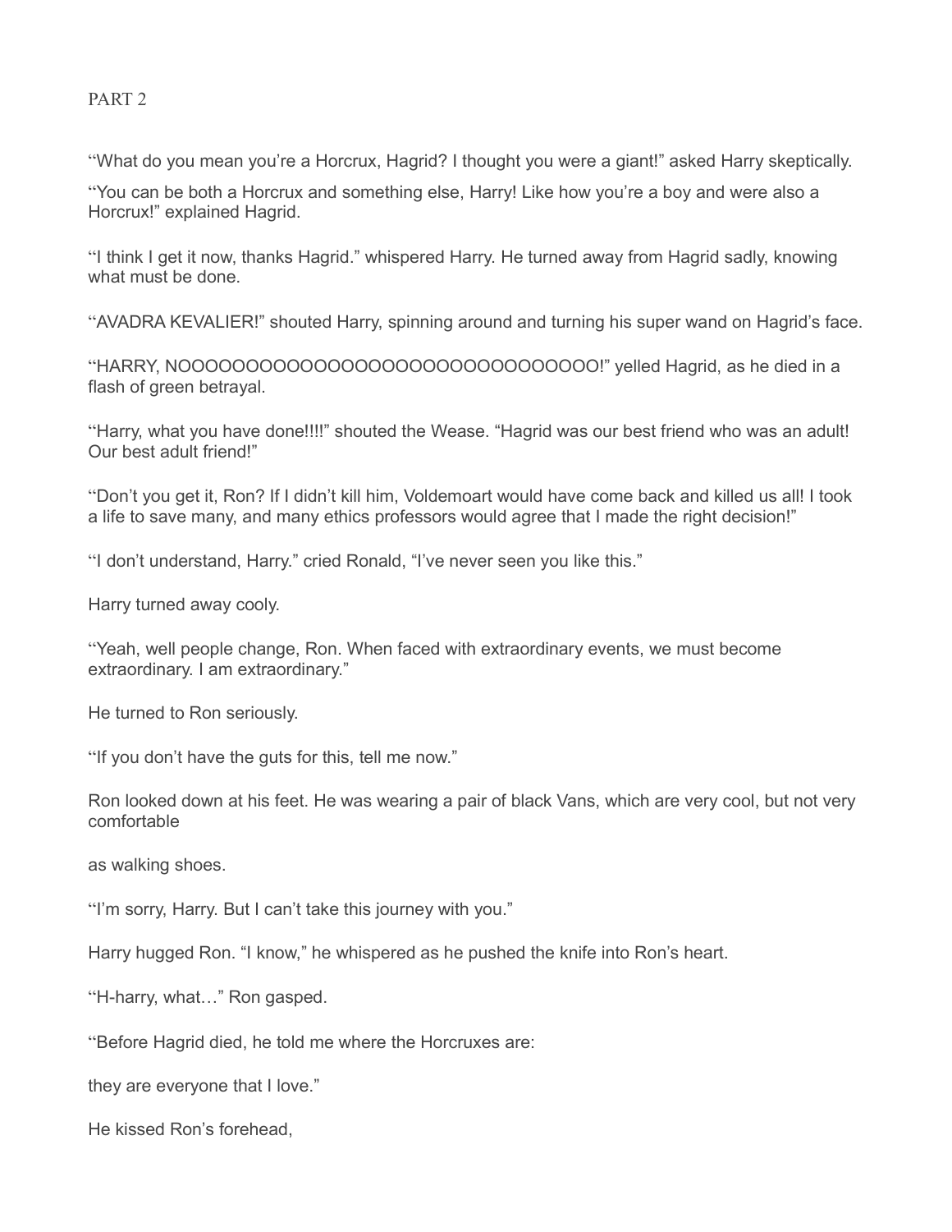PART 2

"What do you mean you're a Horcrux, Hagrid? I thought you were a giant!" asked Harry skeptically.

"You can be both a Horcrux and something else, Harry! Like how you're a boy and were also a Horcrux!" explained Hagrid.

"I think I get it now, thanks Hagrid." whispered Harry. He turned away from Hagrid sadly, knowing what must be done.

"AVADRA KEVALIER!" shouted Harry, spinning around and turning his super wand on Hagrid's face.

"HARRY, NOOOOOOOOOOOOOOOOOOOOOOOOOOOOOO!" yelled Hagrid, as he died in a flash of green betrayal.

"Harry, what you have done!!!!" shouted the Wease. "Hagrid was our best friend who was an adult! Our best adult friend!"

"Don't you get it, Ron? If I didn't kill him, Voldemoart would have come back and killed us all! I took a life to save many, and many ethics professors would agree that I made the right decision!"

"I don't understand, Harry." cried Ronald, "I've never seen you like this."

Harry turned away cooly.

"Yeah, well people change, Ron. When faced with extraordinary events, we must become extraordinary. I am extraordinary."

He turned to Ron seriously.

"If you don't have the guts for this, tell me now."

Ron looked down at his feet. He was wearing a pair of black Vans, which are very cool, but not very comfortable

as walking shoes.

"I'm sorry, Harry. But I can't take this journey with you."

Harry hugged Ron. "I know," he whispered as he pushed the knife into Ron's heart.

"H-harry, what…" Ron gasped.

"Before Hagrid died, he told me where the Horcruxes are:

they are everyone that I love."

He kissed Ron's forehead,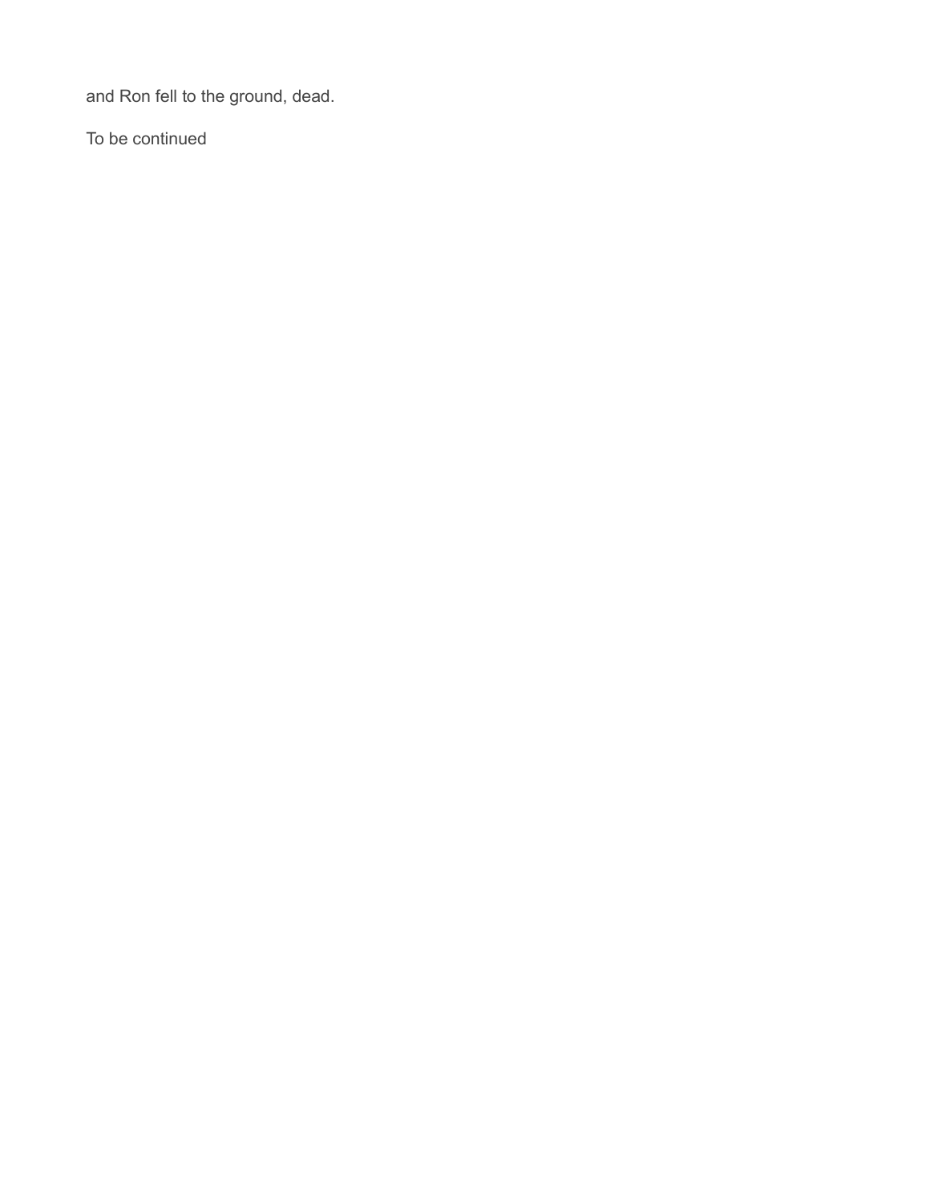and Ron fell to the ground, dead.

To be continued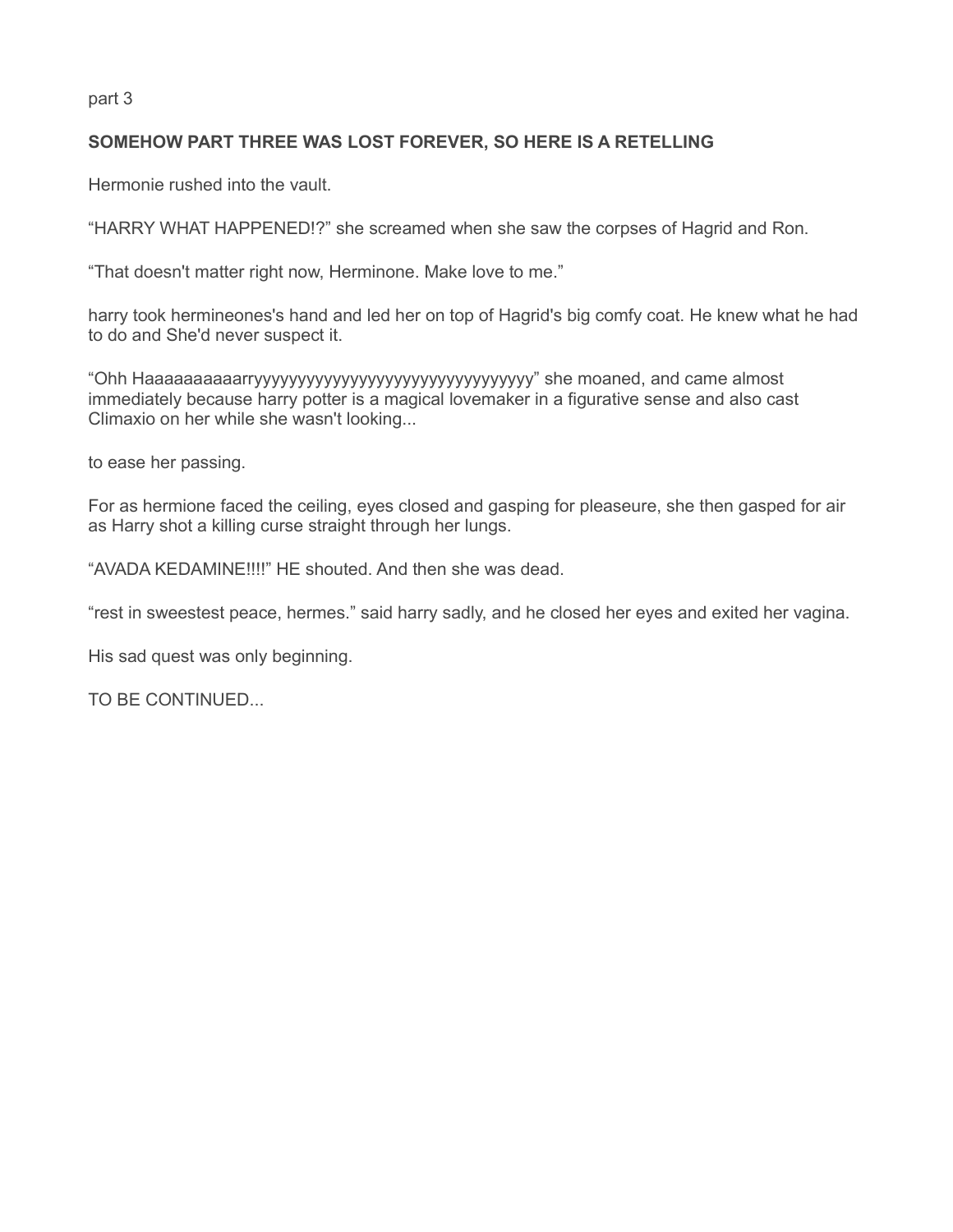part 3

**SOMEHOW PART THREE WAS LOST FOREVER, SO HERE IS A RETELLING**

Hermonie rushed into the vault.

“HARRY WHAT HAPPENED!?” she screamed when she saw the corpses of Hagrid and Ron.

“That doesn't matter right now, Herminone. Make love to me.”

harry took hermineones's hand and led her on top of Hagrid's big comfy coat. He knew what he had to do and She'd never suspect it.

“Ohh Haaaaaaaaaarryyyyyyyyyyyyyyyyyyyyyyyyyyyyyyyy” she moaned, and came almost immediately because harry potter is a magical lovemaker in a figurative sense and also cast Climaxio on her while she wasn't looking...

to ease her passing.

For as hermione faced the ceiling, eyes closed and gasping for pleaseure, she then gasped for air as Harry shot a killing curse straight through her lungs.

“AVADA KEDAMINE!!!!” HE shouted. And then she was dead.

“rest in sweestest peace, hermes.” said harry sadly, and he closed her eyes and exited her vagina.

His sad quest was only beginning.

TO BE CONTINUED...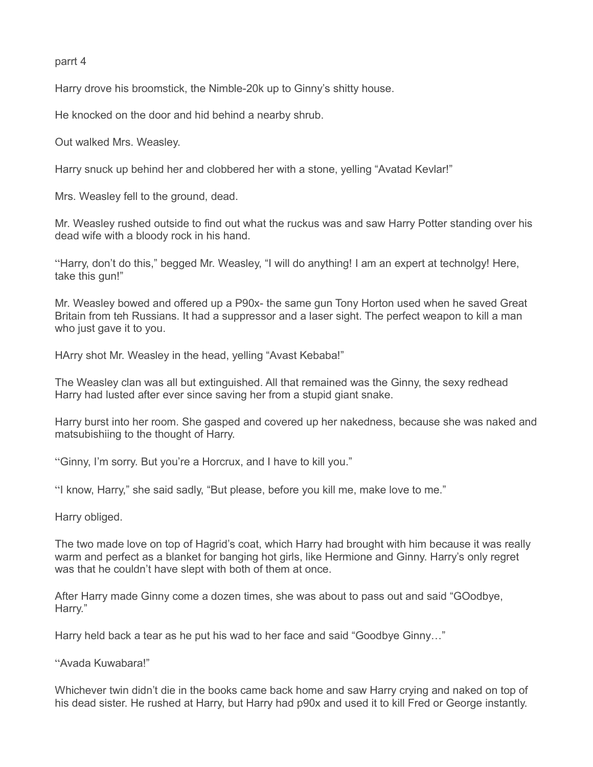parrt 4

Harry drove his broomstick, the Nimble-20k up to Ginny's shitty house.

He knocked on the door and hid behind a nearby shrub.

Out walked Mrs. Weasley.

Harry snuck up behind her and clobbered her with a stone, yelling "Avatad Kevlar!"

Mrs. Weasley fell to the ground, dead.

Mr. Weasley rushed outside to find out what the ruckus was and saw Harry Potter standing over his dead wife with a bloody rock in his hand.

"Harry, don't do this," begged Mr. Weasley, "I will do anything! I am an expert at technolgy! Here, take this gun!"

Mr. Weasley bowed and offered up a P90x- the same gun Tony Horton used when he saved Great Britain from teh Russians. It had a suppressor and a laser sight. The perfect weapon to kill a man who just gave it to you.

HArry shot Mr. Weasley in the head, yelling "Avast Kebaba!"

The Weasley clan was all but extinguished. All that remained was the Ginny, the sexy redhead Harry had lusted after ever since saving her from a stupid giant snake.

Harry burst into her room. She gasped and covered up her nakedness, because she was naked and matsubishiing to the thought of Harry.

"Ginny, I'm sorry. But you're a Horcrux, and I have to kill you."

"I know, Harry," she said sadly, "But please, before you kill me, make love to me."

Harry obliged.

The two made love on top of Hagrid's coat, which Harry had brought with him because it was really warm and perfect as a blanket for banging hot girls, like Hermione and Ginny. Harry's only regret was that he couldn't have slept with both of them at once.

After Harry made Ginny come a dozen times, she was about to pass out and said "GOodbye, Harry."

Harry held back a tear as he put his wad to her face and said "Goodbye Ginny…"

"Avada Kuwabara!"

Whichever twin didn't die in the books came back home and saw Harry crying and naked on top of his dead sister. He rushed at Harry, but Harry had p90x and used it to kill Fred or George instantly.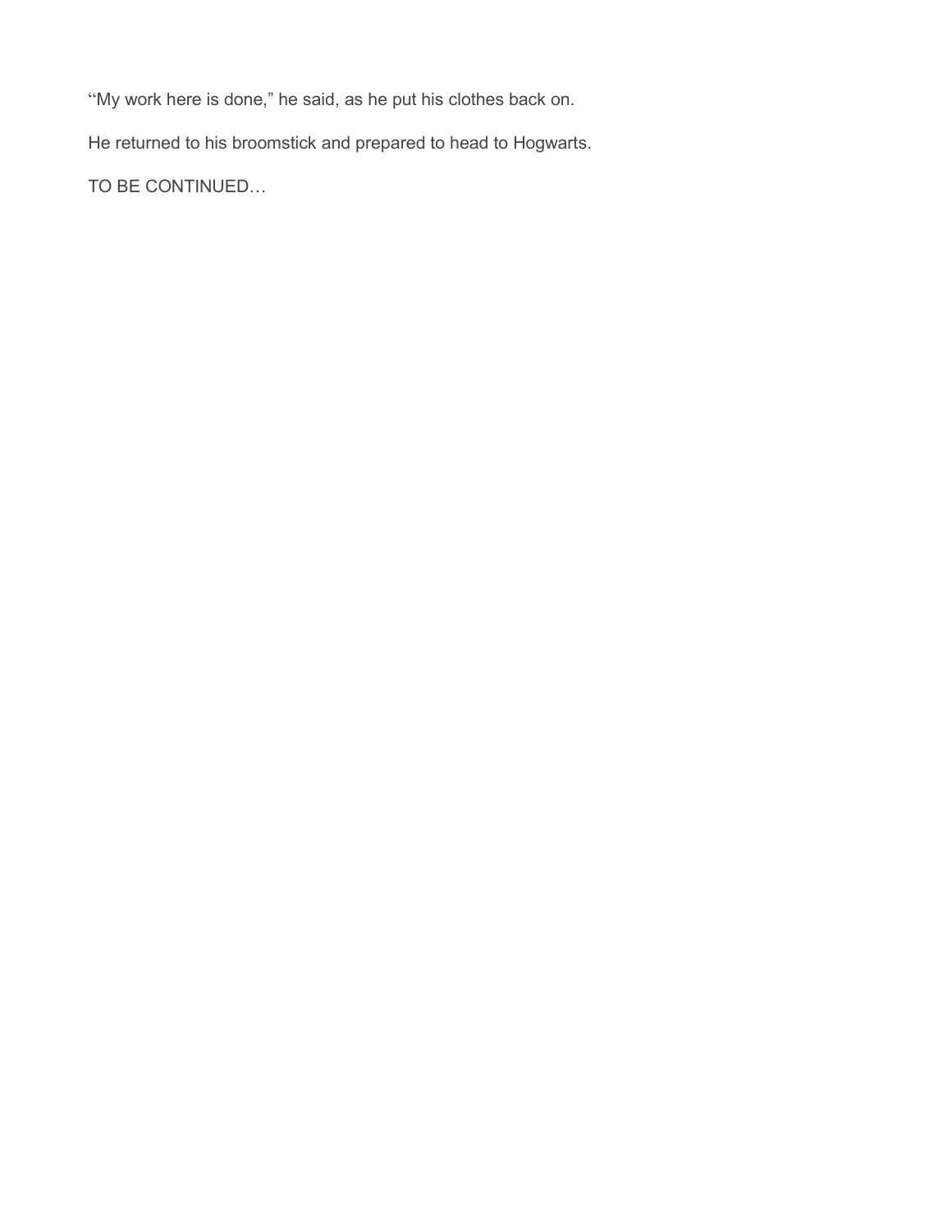‘‘My work here is done,” he said, as he put his clothes back on.

He returned to his broomstick and prepared to head to Hogwarts.

TO BE CONTINUED…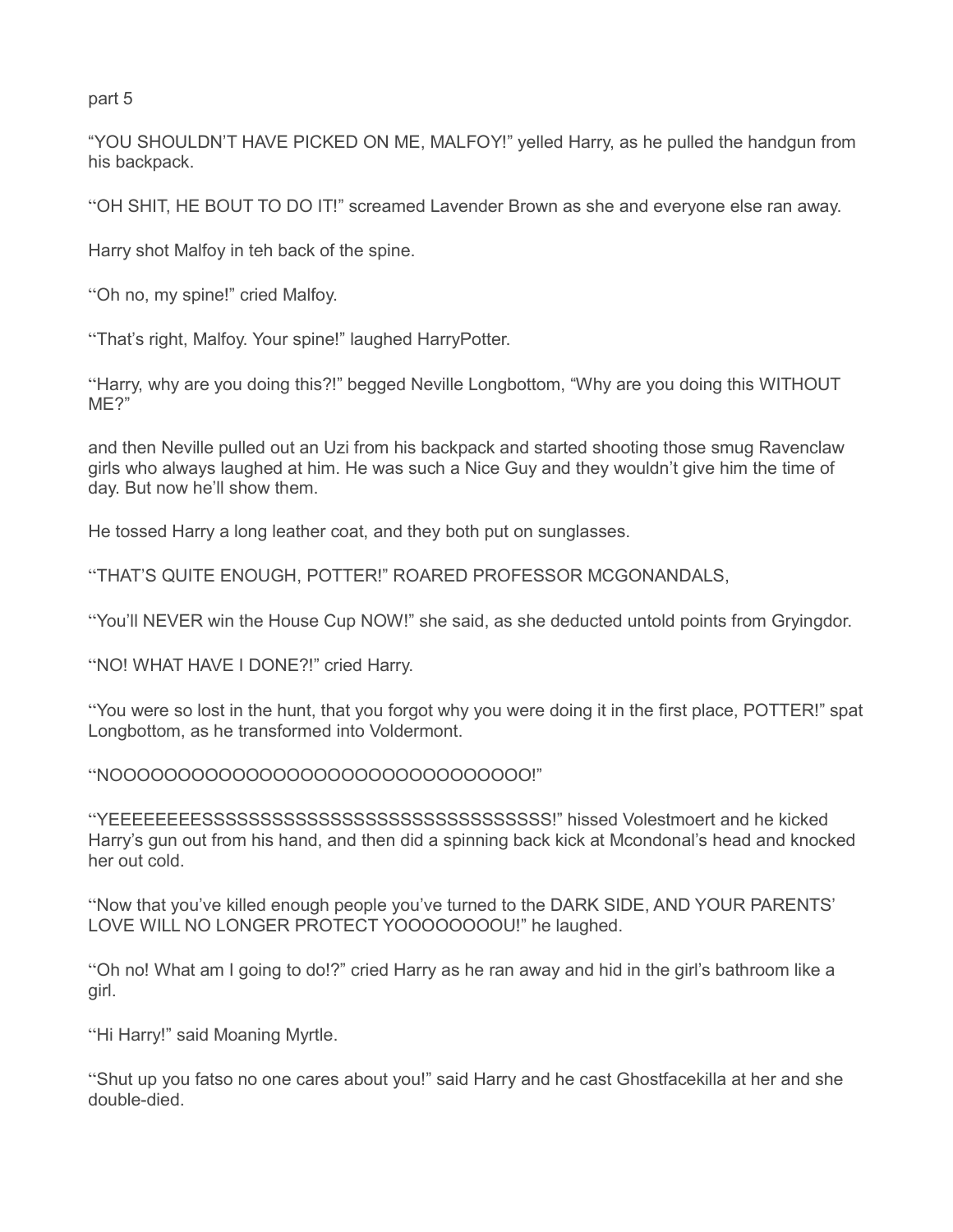part 5

“YOU SHOULDN’T HAVE PICKED ON ME, MALFOY!” yelled Harry, as he pulled the handgun from his backpack.

“OH SHIT, HE BOUT TO DO IT!” screamed Lavender Brown as she and everyone else ran away.

Harry shot Malfoy in teh back of the spine.

“Oh no, my spine!” cried Malfoy.

“That’s right, Malfoy. Your spine!” laughed HarryPotter.

“Harry, why are you doing this?!” begged Neville Longbottom, “Why are you doing this WITHOUT ME?”

and then Neville pulled out an Uzi from his backpack and started shooting those smug Ravenclaw girls who always laughed at him. He was such a Nice Guy and they wouldn’t give him the time of day. But now he’ll show them.

He tossed Harry a long leather coat, and they both put on sunglasses.

“THAT’S QUITE ENOUGH, POTTER!” ROARED PROFESSOR MCGONANDALS,

“You’ll NEVER win the House Cup NOW!” she said, as she deducted untold points from Gryingdor.

“NO! WHAT HAVE I DONE?!” cried Harry.

“You were so lost in the hunt, that you forgot why you were doing it in the first place, POTTER!” spat Longbottom, as he transformed into Voldermont.

“NOOOOOOOOOOOOOOOOOOOOOOOOOOOOOOO!”

“YEEEEEEEESSSSSSSSSSSSSSSSSSSSSSSSSSSSSSS!” hissed Volestmoert and he kicked Harry’s gun out from his hand, and then did a spinning back kick at Mcondonal’s head and knocked her out cold.

“Now that you’ve killed enough people you’ve turned to the DARK SIDE, AND YOUR PARENTS’ LOVE WILL NO LONGER PROTECT YOOOOOOOOU!” he laughed.

“Oh no! What am I going to do!?” cried Harry as he ran away and hid in the girl’s bathroom like a girl.

“Hi Harry!” said Moaning Myrtle.

“Shut up you fatso no one cares about you!” said Harry and he cast Ghostfacekilla at her and she double-died.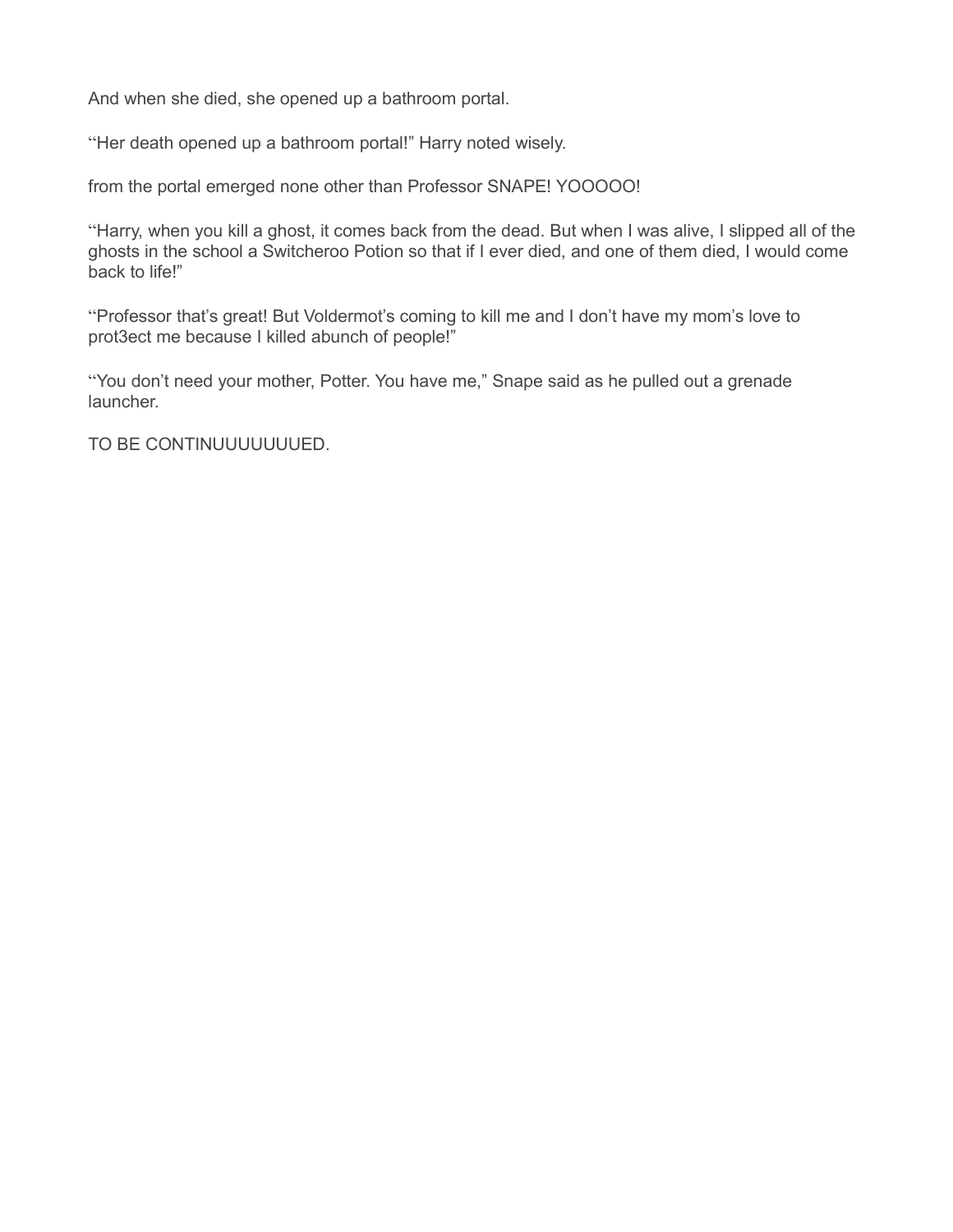And when she died, she opened up a bathroom portal.

"Her death opened up a bathroom portal!" Harry noted wisely.

from the portal emerged none other than Professor SNAPE! YOOOOO!

"Harry, when you kill a ghost, it comes back from the dead. But when I was alive, I slipped all of the ghosts in the school a Switcheroo Potion so that if I ever died, and one of them died, I would come back to life!"

"Professor that's great! But Voldermot's coming to kill me and I don't have my mom's love to prot3ect me because I killed abunch of people!"

"You don't need your mother, Potter. You have me," Snape said as he pulled out a grenade launcher.

TO BE CONTINUUUUUUUED.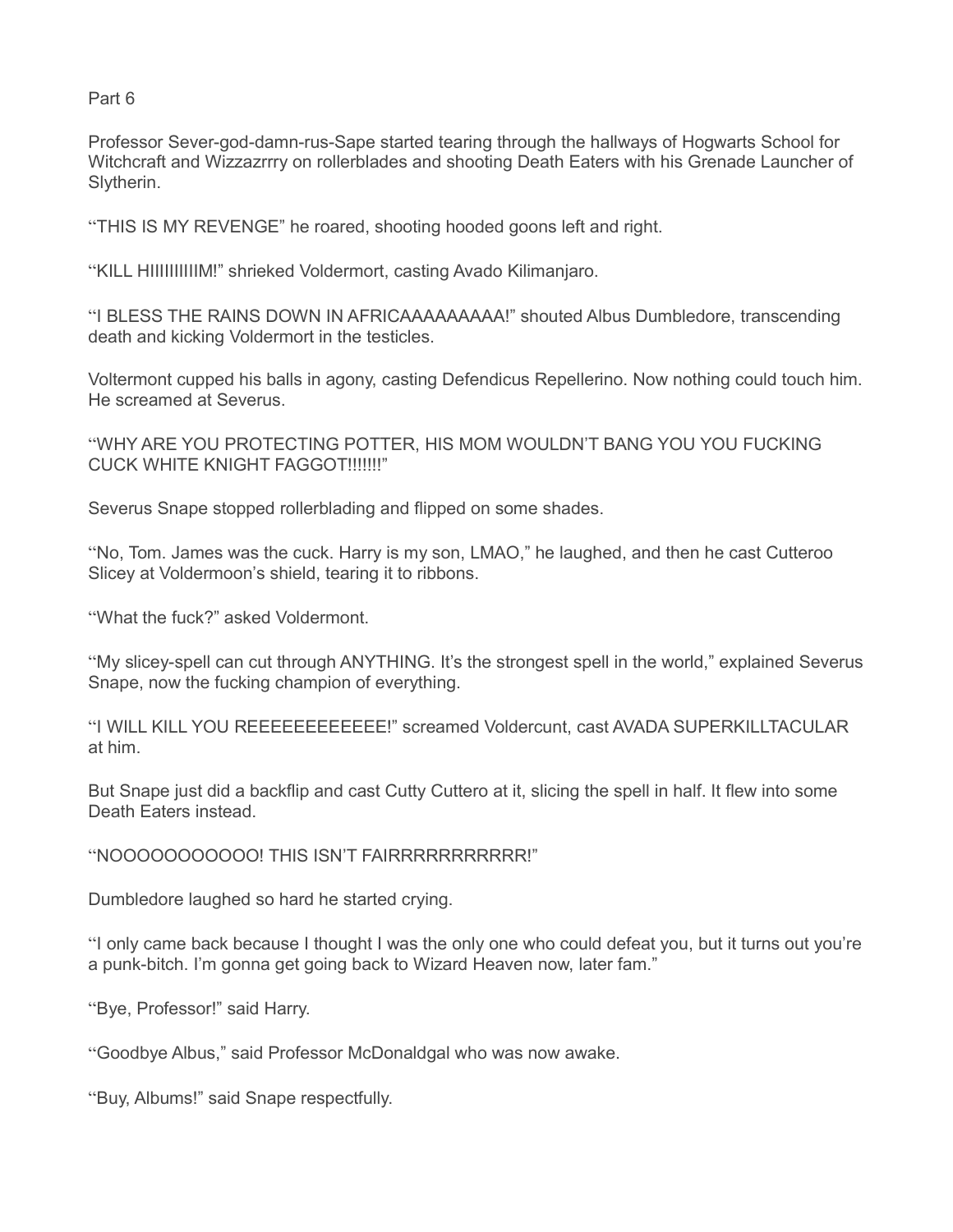Part 6

Professor Sever-god-damn-rus-Sape started tearing through the hallways of Hogwarts School for Witchcraft and Wizzazrrry on rollerblades and shooting Death Eaters with his Grenade Launcher of Slytherin.

"THIS IS MY REVENGE" he roared, shooting hooded goons left and right.

"KILL HIIIIIIIIIIM!" shrieked Voldermort, casting Avado Kilimanjaro.

"I BLESS THE RAINS DOWN IN AFRICAAAAAAAAAA!" shouted Albus Dumbledore, transcending death and kicking Voldermort in the testicles.

Voltermont cupped his balls in agony, casting Defendicus Repellerino. Now nothing could touch him. He screamed at Severus.

"WHY ARE YOU PROTECTING POTTER, HIS MOM WOULDN'T BANG YOU YOU FUCKING CUCK WHITE KNIGHT FAGGOT!!!!!!!"

Severus Snape stopped rollerblading and flipped on some shades.

"No, Tom. James was the cuck. Harry is my son, LMAO," he laughed, and then he cast Cutteroo Slicey at Voldermoon's shield, tearing it to ribbons.

"What the fuck?" asked Voldermont.

"My slicey-spell can cut through ANYTHING. It's the strongest spell in the world," explained Severus Snape, now the fucking champion of everything.

"I WILL KILL YOU REEEEEEEEEEEE!" screamed Voldercunt, cast AVADA SUPERKILLTACULAR at him.

But Snape just did a backflip and cast Cutty Cuttero at it, slicing the spell in half. It flew into some Death Eaters instead.

"NOOOOOOOOOOO! THIS ISN'T FAIRRRRRRRRRRR!"

Dumbledore laughed so hard he started crying.

"I only came back because I thought I was the only one who could defeat you, but it turns out you're a punk-bitch. I'm gonna get going back to Wizard Heaven now, later fam."

"Bye, Professor!" said Harry.

"Goodbye Albus," said Professor McDonaldgal who was now awake.

"Buy, Albums!" said Snape respectfully.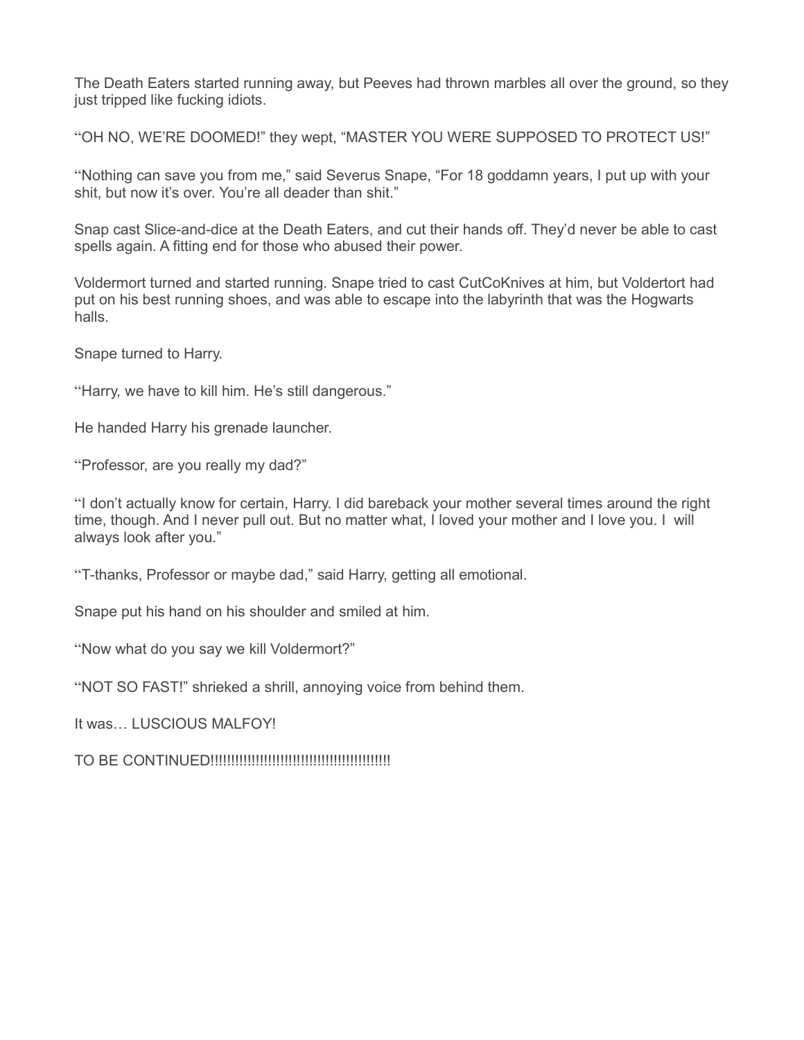The Death Eaters started running away, but Peeves had thrown marbles all over the ground, so they just tripped like fucking idiots.

"OH NO, WE'RE DOOMED!" they wept, "MASTER YOU WERE SUPPOSED TO PROTECT US!"

"Nothing can save you from me," said Severus Snape, "For 18 goddamn years, I put up with your shit, but now it's over. You're all deader than shit."

Snap cast Slice-and-dice at the Death Eaters, and cut their hands off. They'd never be able to cast spells again. A fitting end for those who abused their power.

Voldermort turned and started running. Snape tried to cast CutCoKnives at him, but Voldertort had put on his best running shoes, and was able to escape into the labyrinth that was the Hogwarts halls.

Snape turned to Harry.

"Harry, we have to kill him. He's still dangerous."

He handed Harry his grenade launcher.

"Professor, are you really my dad?"

"I don't actually know for certain, Harry. I did bareback your mother several times around the right time, though. And I never pull out. But no matter what, I loved your mother and I love you. I will always look after you."

"T-thanks, Professor or maybe dad," said Harry, getting all emotional.

Snape put his hand on his shoulder and smiled at him.

"Now what do you say we kill Voldermort?"

"NOT SO FAST!" shrieked a shrill, annoying voice from behind them.

It was… LUSCIOUS MALFOY!

TO BE CONTINUED!!!!!!!!!!!!!!!!!!!!!!!!!!!!!!!!!!!!!!!!!!!!!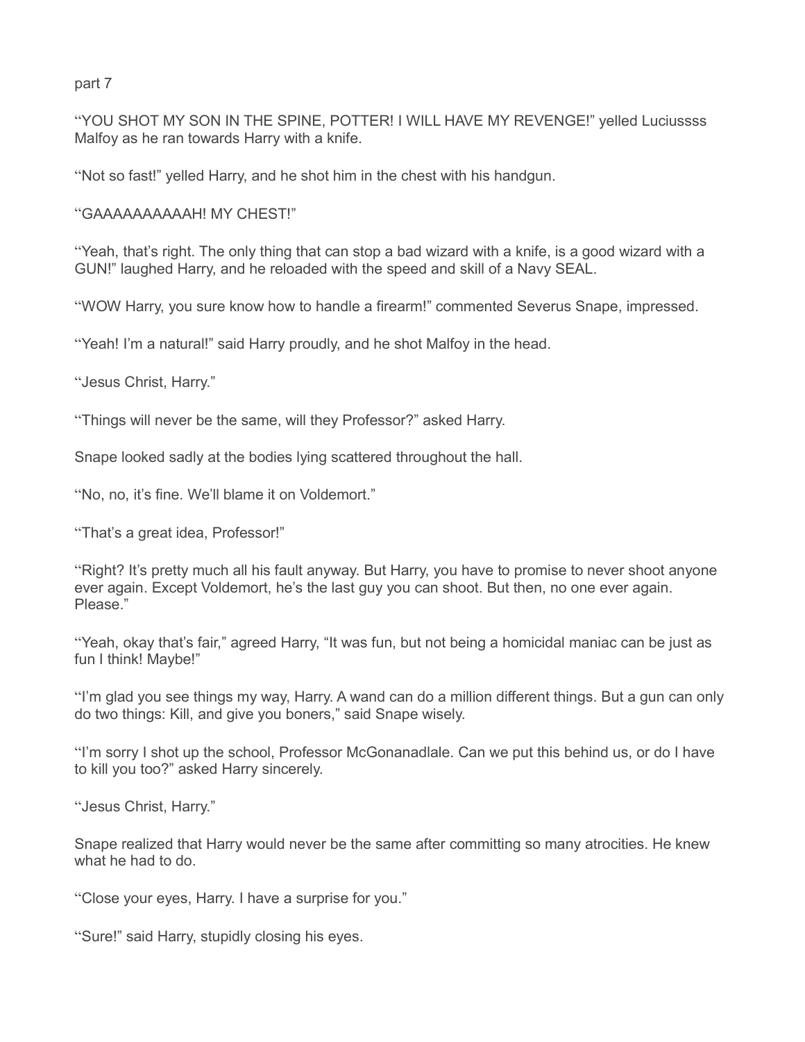part 7

"YOU SHOT MY SON IN THE SPINE, POTTER! I WILL HAVE MY REVENGE!" yelled Luciussss Malfoy as he ran towards Harry with a knife.

"Not so fast!" yelled Harry, and he shot him in the chest with his handgun.

"GAAAAAAAAAAH! MY CHEST!"

"Yeah, that's right. The only thing that can stop a bad wizard with a knife, is a good wizard with a GUN!" laughed Harry, and he reloaded with the speed and skill of a Navy SEAL.

"WOW Harry, you sure know how to handle a firearm!" commented Severus Snape, impressed.

"Yeah! I'm a natural!" said Harry proudly, and he shot Malfoy in the head.

"Jesus Christ, Harry."

"Things will never be the same, will they Professor?" asked Harry.

Snape looked sadly at the bodies lying scattered throughout the hall.

"No, no, it's fine. We'll blame it on Voldemort."

"That's a great idea, Professor!"

"Right? It's pretty much all his fault anyway. But Harry, you have to promise to never shoot anyone ever again. Except Voldemort, he's the last guy you can shoot. But then, no one ever again. Please."

"Yeah, okay that's fair," agreed Harry, "It was fun, but not being a homicidal maniac can be just as fun I think! Maybe!"

"I'm glad you see things my way, Harry. A wand can do a million different things. But a gun can only do two things: Kill, and give you boners," said Snape wisely.

"I'm sorry I shot up the school, Professor McGonanadlale. Can we put this behind us, or do I have to kill you too?" asked Harry sincerely.

"Jesus Christ, Harry."

Snape realized that Harry would never be the same after committing so many atrocities. He knew what he had to do.

"Close your eyes, Harry. I have a surprise for you."

"Sure!" said Harry, stupidly closing his eyes.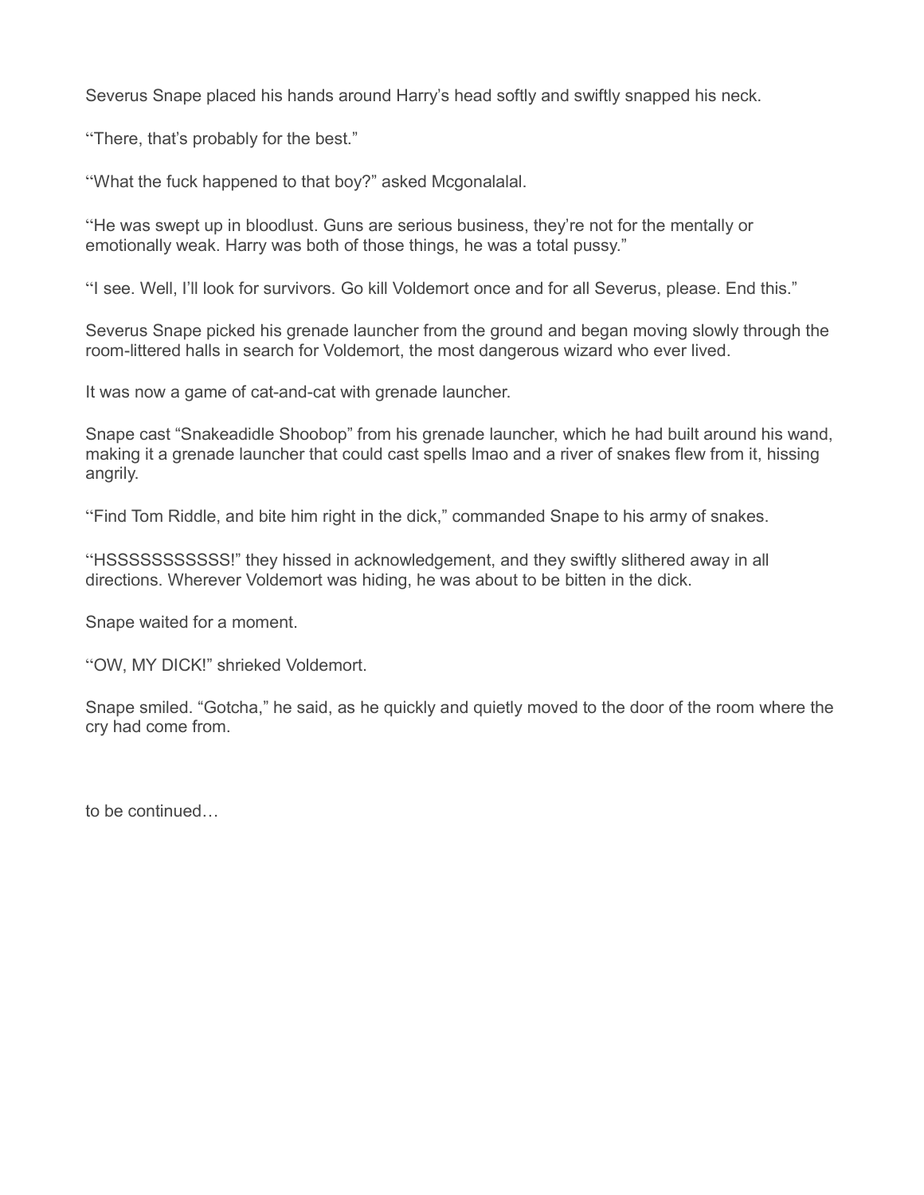Severus Snape placed his hands around Harry's head softly and swiftly snapped his neck.

"There, that's probably for the best."

"What the fuck happened to that boy?" asked Mcgonalalal.

"He was swept up in bloodlust. Guns are serious business, they're not for the mentally or emotionally weak. Harry was both of those things, he was a total pussy."

"I see. Well, I'll look for survivors. Go kill Voldemort once and for all Severus, please. End this."

Severus Snape picked his grenade launcher from the ground and began moving slowly through the room-littered halls in search for Voldemort, the most dangerous wizard who ever lived.

It was now a game of cat-and-cat with grenade launcher.

Snape cast "Snakeadidle Shoobop" from his grenade launcher, which he had built around his wand, making it a grenade launcher that could cast spells lmao and a river of snakes flew from it, hissing angrily.

"Find Tom Riddle, and bite him right in the dick," commanded Snape to his army of snakes.

"HSSSSSSSSSSS!" they hissed in acknowledgement, and they swiftly slithered away in all directions. Wherever Voldemort was hiding, he was about to be bitten in the dick.

Snape waited for a moment.

"OW, MY DICK!" shrieked Voldemort.

Snape smiled. "Gotcha," he said, as he quickly and quietly moved to the door of the room where the cry had come from.

to be continued…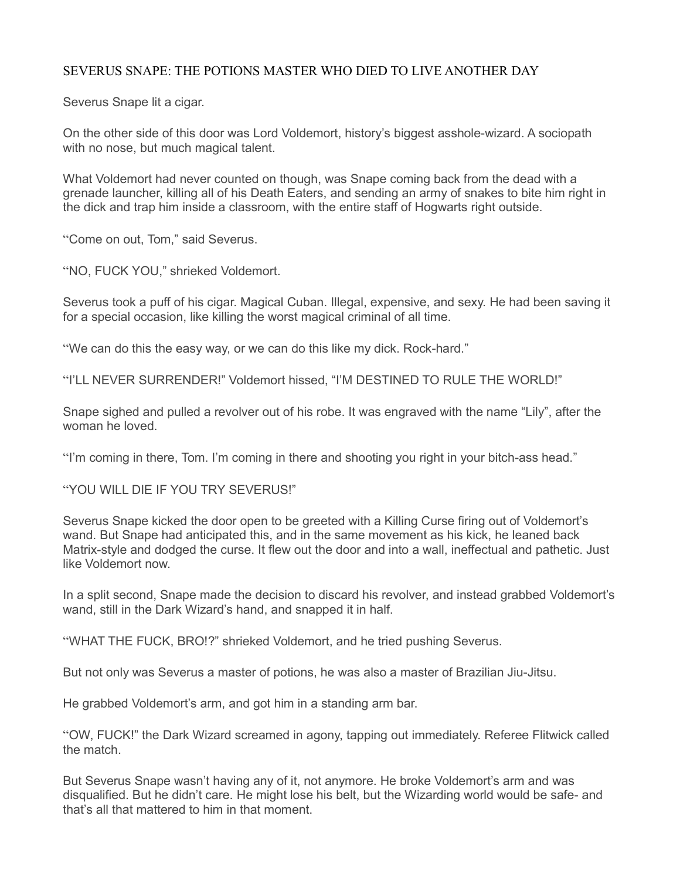SEVERUS SNAPE: THE POTIONS MASTER WHO DIED TO LIVE ANOTHER DAY

Severus Snape lit a cigar.

On the other side of this door was Lord Voldemort, history's biggest asshole-wizard. A sociopath with no nose, but much magical talent.

What Voldemort had never counted on though, was Snape coming back from the dead with a grenade launcher, killing all of his Death Eaters, and sending an army of snakes to bite him right in the dick and trap him inside a classroom, with the entire staff of Hogwarts right outside.

"Come on out, Tom," said Severus.

"NO, FUCK YOU," shrieked Voldemort.

Severus took a puff of his cigar. Magical Cuban. Illegal, expensive, and sexy. He had been saving it for a special occasion, like killing the worst magical criminal of all time.

"We can do this the easy way, or we can do this like my dick. Rock-hard."

"I'LL NEVER SURRENDER!" Voldemort hissed, "I'M DESTINED TO RULE THE WORLD!"

Snape sighed and pulled a revolver out of his robe. It was engraved with the name "Lily", after the woman he loved.

"I'm coming in there, Tom. I'm coming in there and shooting you right in your bitch-ass head."

"YOU WILL DIE IF YOU TRY SEVERUS!"

Severus Snape kicked the door open to be greeted with a Killing Curse firing out of Voldemort's wand. But Snape had anticipated this, and in the same movement as his kick, he leaned back Matrix-style and dodged the curse. It flew out the door and into a wall, ineffectual and pathetic. Just like Voldemort now.

In a split second, Snape made the decision to discard his revolver, and instead grabbed Voldemort's wand, still in the Dark Wizard's hand, and snapped it in half.

"WHAT THE FUCK, BRO!?" shrieked Voldemort, and he tried pushing Severus.

But not only was Severus a master of potions, he was also a master of Brazilian Jiu-Jitsu.

He grabbed Voldemort's arm, and got him in a standing arm bar.

"OW, FUCK!" the Dark Wizard screamed in agony, tapping out immediately. Referee Flitwick called the match.

But Severus Snape wasn't having any of it, not anymore. He broke Voldemort's arm and was disqualified. But he didn't care. He might lose his belt, but the Wizarding world would be safe- and that's all that mattered to him in that moment.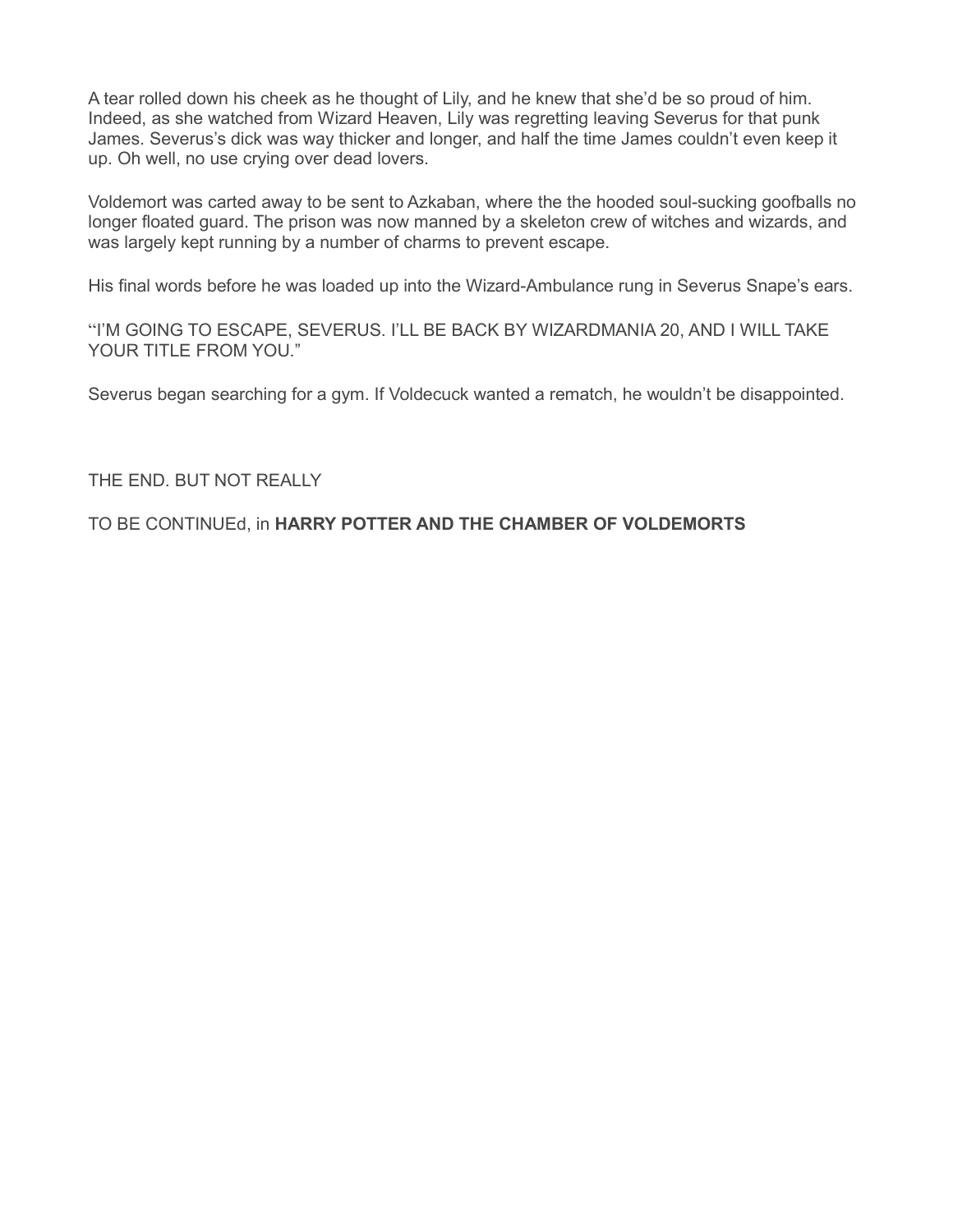A tear rolled down his cheek as he thought of Lily, and he knew that she'd be so proud of him. Indeed, as she watched from Wizard Heaven, Lily was regretting leaving Severus for that punk James. Severus's dick was way thicker and longer, and half the time James couldn't even keep it up. Oh well, no use crying over dead lovers.

Voldemort was carted away to be sent to Azkaban, where the the hooded soul-sucking goofballs no longer floated guard. The prison was now manned by a skeleton crew of witches and wizards, and was largely kept running by a number of charms to prevent escape.

His final words before he was loaded up into the Wizard-Ambulance rung in Severus Snape's ears.

"I'M GOING TO ESCAPE, SEVERUS. I'LL BE BACK BY WIZARDMANIA 20, AND I WILL TAKE YOUR TITLE FROM YOU."

Severus began searching for a gym. If Voldecuck wanted a rematch, he wouldn't be disappointed.

THE END. BUT NOT REALLY

TO BE CONTINUEd, in **HARRY POTTER AND THE CHAMBER OF VOLDEMORTS**